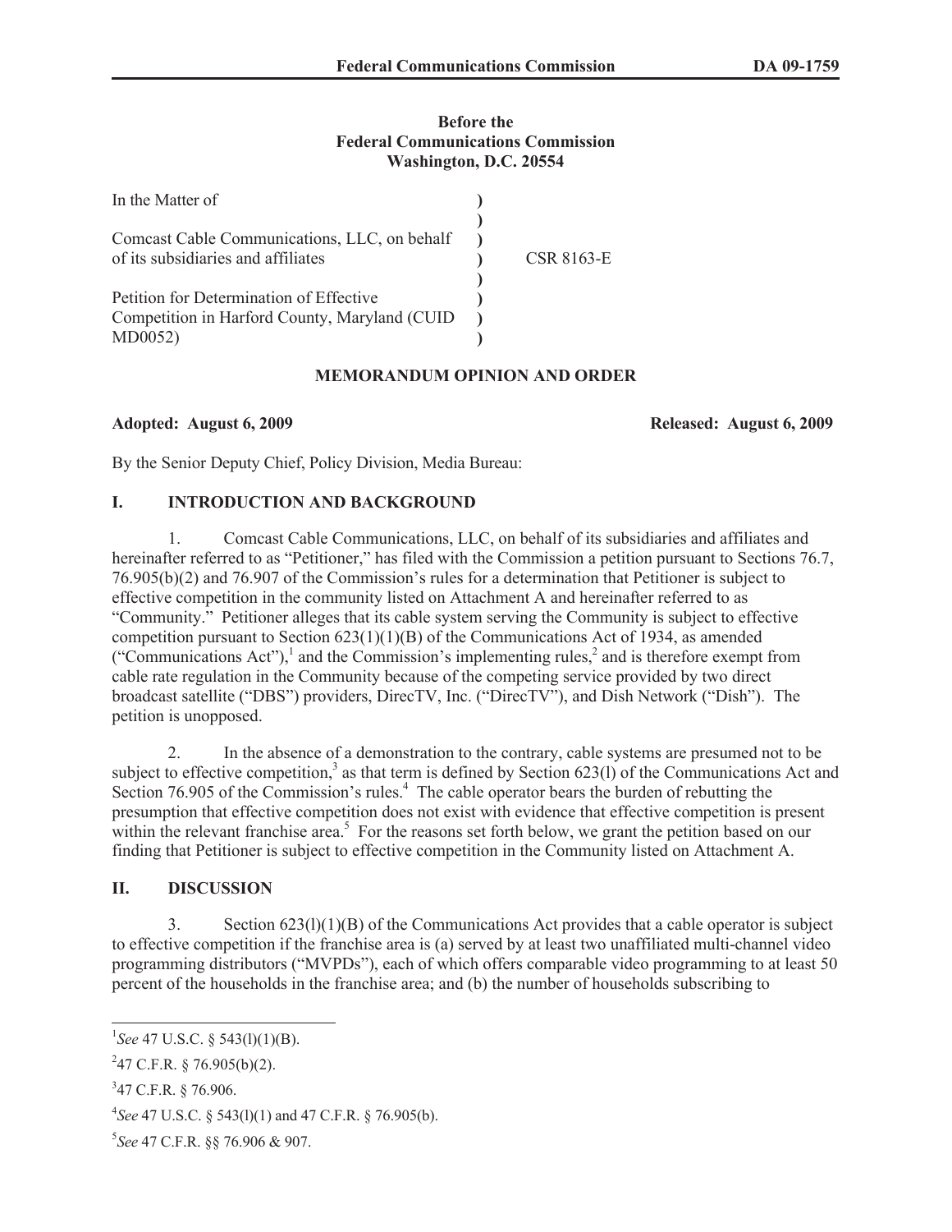**Before the**
**Federal Communications Commission**
**Washington, D.C. 20554**

| | | |
|---|---|---|
| In the Matter of | ) | |
| | ) | |
| Comcast Cable Communications, LLC, on behalf of its subsidiaries and affiliates | ) | CSR 8163-E |
| | ) | |
| Petition for Determination of Effective Competition in Harford County, Maryland (CUID MD0052) | ) | |

## MEMORANDUM OPINION AND ORDER

**Adopted: August 6, 2009** **Released: August 6, 2009**

By the Senior Deputy Chief, Policy Division, Media Bureau:

## I. INTRODUCTION AND BACKGROUND

1. Comcast Cable Communications, LLC, on behalf of its subsidiaries and affiliates and hereinafter referred to as "Petitioner," has filed with the Commission a petition pursuant to Sections 76.7, 76.905(b)(2) and 76.907 of the Commission's rules for a determination that Petitioner is subject to effective competition in the community listed on Attachment A and hereinafter referred to as "Community." Petitioner alleges that its cable system serving the Community is subject to effective competition pursuant to Section 623(1)(1)(B) of the Communications Act of 1934, as amended ("Communications Act"),[1] and the Commission's implementing rules,[2] and is therefore exempt from cable rate regulation in the Community because of the competing service provided by two direct broadcast satellite ("DBS") providers, DirecTV, Inc. ("DirecTV"), and Dish Network ("Dish"). The petition is unopposed.

2. In the absence of a demonstration to the contrary, cable systems are presumed not to be subject to effective competition,[3] as that term is defined by Section 623(l) of the Communications Act and Section 76.905 of the Commission's rules.[4] The cable operator bears the burden of rebutting the presumption that effective competition does not exist with evidence that effective competition is present within the relevant franchise area.[5] For the reasons set forth below, we grant the petition based on our finding that Petitioner is subject to effective competition in the Community listed on Attachment A.

## II. DISCUSSION

3. Section 623(l)(1)(B) of the Communications Act provides that a cable operator is subject to effective competition if the franchise area is (a) served by at least two unaffiliated multi-channel video programming distributors ("MVPDs"), each of which offers comparable video programming to at least 50 percent of the households in the franchise area; and (b) the number of households subscribing to

---

[1] *See* 47 U.S.C. § 543(l)(1)(B).

[2] 47 C.F.R. § 76.905(b)(2).

[3] 47 C.F.R. § 76.906.

[4] *See* 47 U.S.C. § 543(l)(1) and 47 C.F.R. § 76.905(b).

[5] *See* 47 C.F.R. §§ 76.906 & 907.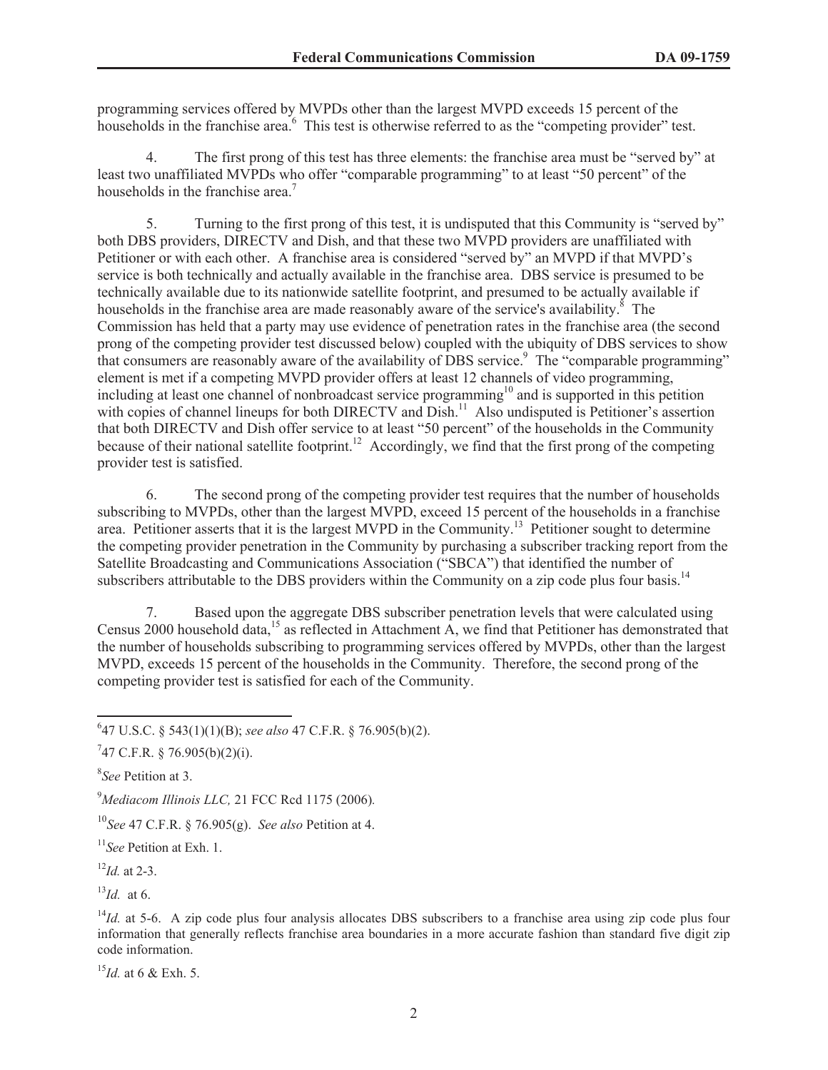programming services offered by MVPDs other than the largest MVPD exceeds 15 percent of the households in the franchise area.[6] This test is otherwise referred to as the "competing provider" test.

4. The first prong of this test has three elements: the franchise area must be "served by" at least two unaffiliated MVPDs who offer "comparable programming" to at least "50 percent" of the households in the franchise area.[7]

5. Turning to the first prong of this test, it is undisputed that this Community is "served by" both DBS providers, DIRECTV and Dish, and that these two MVPD providers are unaffiliated with Petitioner or with each other. A franchise area is considered "served by" an MVPD if that MVPD's service is both technically and actually available in the franchise area. DBS service is presumed to be technically available due to its nationwide satellite footprint, and presumed to be actually available if households in the franchise area are made reasonably aware of the service's availability.[8] The Commission has held that a party may use evidence of penetration rates in the franchise area (the second prong of the competing provider test discussed below) coupled with the ubiquity of DBS services to show that consumers are reasonably aware of the availability of DBS service.[9] The "comparable programming" element is met if a competing MVPD provider offers at least 12 channels of video programming, including at least one channel of nonbroadcast service programming[10] and is supported in this petition with copies of channel lineups for both DIRECTV and Dish.[11] Also undisputed is Petitioner's assertion that both DIRECTV and Dish offer service to at least "50 percent" of the households in the Community because of their national satellite footprint.[12] Accordingly, we find that the first prong of the competing provider test is satisfied.

6. The second prong of the competing provider test requires that the number of households subscribing to MVPDs, other than the largest MVPD, exceed 15 percent of the households in a franchise area. Petitioner asserts that it is the largest MVPD in the Community.[13] Petitioner sought to determine the competing provider penetration in the Community by purchasing a subscriber tracking report from the Satellite Broadcasting and Communications Association ("SBCA") that identified the number of subscribers attributable to the DBS providers within the Community on a zip code plus four basis.[14]

7. Based upon the aggregate DBS subscriber penetration levels that were calculated using Census 2000 household data,[15] as reflected in Attachment A, we find that Petitioner has demonstrated that the number of households subscribing to programming services offered by MVPDs, other than the largest MVPD, exceeds 15 percent of the households in the Community. Therefore, the second prong of the competing provider test is satisfied for each of the Community.

---

[6] 47 U.S.C. § 543(1)(1)(B); *see also* 47 C.F.R. § 76.905(b)(2).

[7] 47 C.F.R. § 76.905(b)(2)(i).

[8] *See* Petition at 3.

[9] *Mediacom Illinois LLC,* 21 FCC Rcd 1175 (2006).

[10] *See* 47 C.F.R. § 76.905(g). *See also* Petition at 4.

[11] *See* Petition at Exh. 1.

[12] *Id.* at 2-3.

[13] *Id.* at 6.

[14] *Id.* at 5-6. A zip code plus four analysis allocates DBS subscribers to a franchise area using zip code plus four information that generally reflects franchise area boundaries in a more accurate fashion than standard five digit zip code information.

[15] *Id.* at 6 & Exh. 5.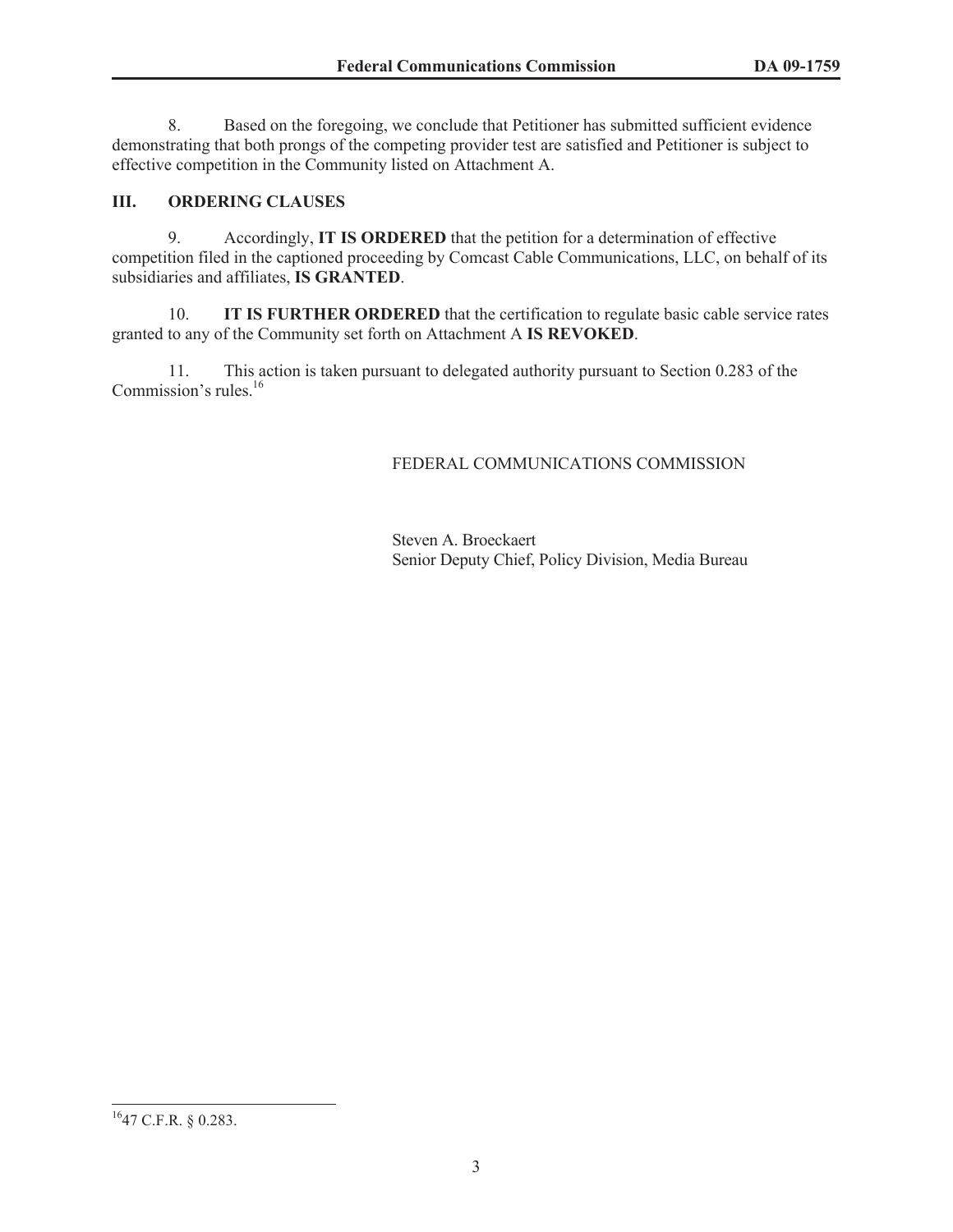8. Based on the foregoing, we conclude that Petitioner has submitted sufficient evidence demonstrating that both prongs of the competing provider test are satisfied and Petitioner is subject to effective competition in the Community listed on Attachment A.

## III. ORDERING CLAUSES

9. Accordingly, **IT IS ORDERED** that the petition for a determination of effective competition filed in the captioned proceeding by Comcast Cable Communications, LLC, on behalf of its subsidiaries and affiliates, **IS GRANTED**.

10. **IT IS FURTHER ORDERED** that the certification to regulate basic cable service rates granted to any of the Community set forth on Attachment A **IS REVOKED**.

11. This action is taken pursuant to delegated authority pursuant to Section 0.283 of the Commission's rules.[16]

FEDERAL COMMUNICATIONS COMMISSION

Steven A. Broeckaert
Senior Deputy Chief, Policy Division, Media Bureau

---

[16] 47 C.F.R. § 0.283.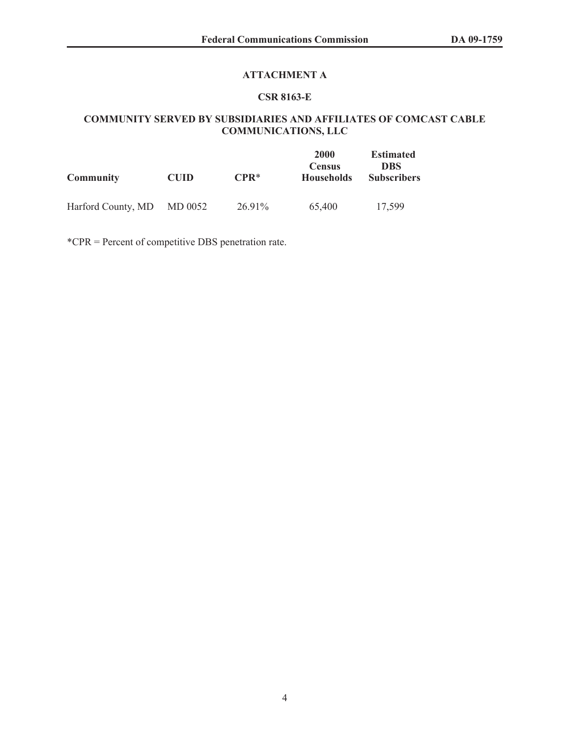## ATTACHMENT A

## CSR 8163-E

## COMMUNITY SERVED BY SUBSIDIARIES AND AFFILIATES OF COMCAST CABLE COMMUNICATIONS, LLC

| Community | CUID | CPR* | 2000 Census Households | Estimated DBS Subscribers |
|---|---|---|---|---|
| Harford County, MD | MD 0052 | 26.91% | 65,400 | 17,599 |

*CPR = Percent of competitive DBS penetration rate.